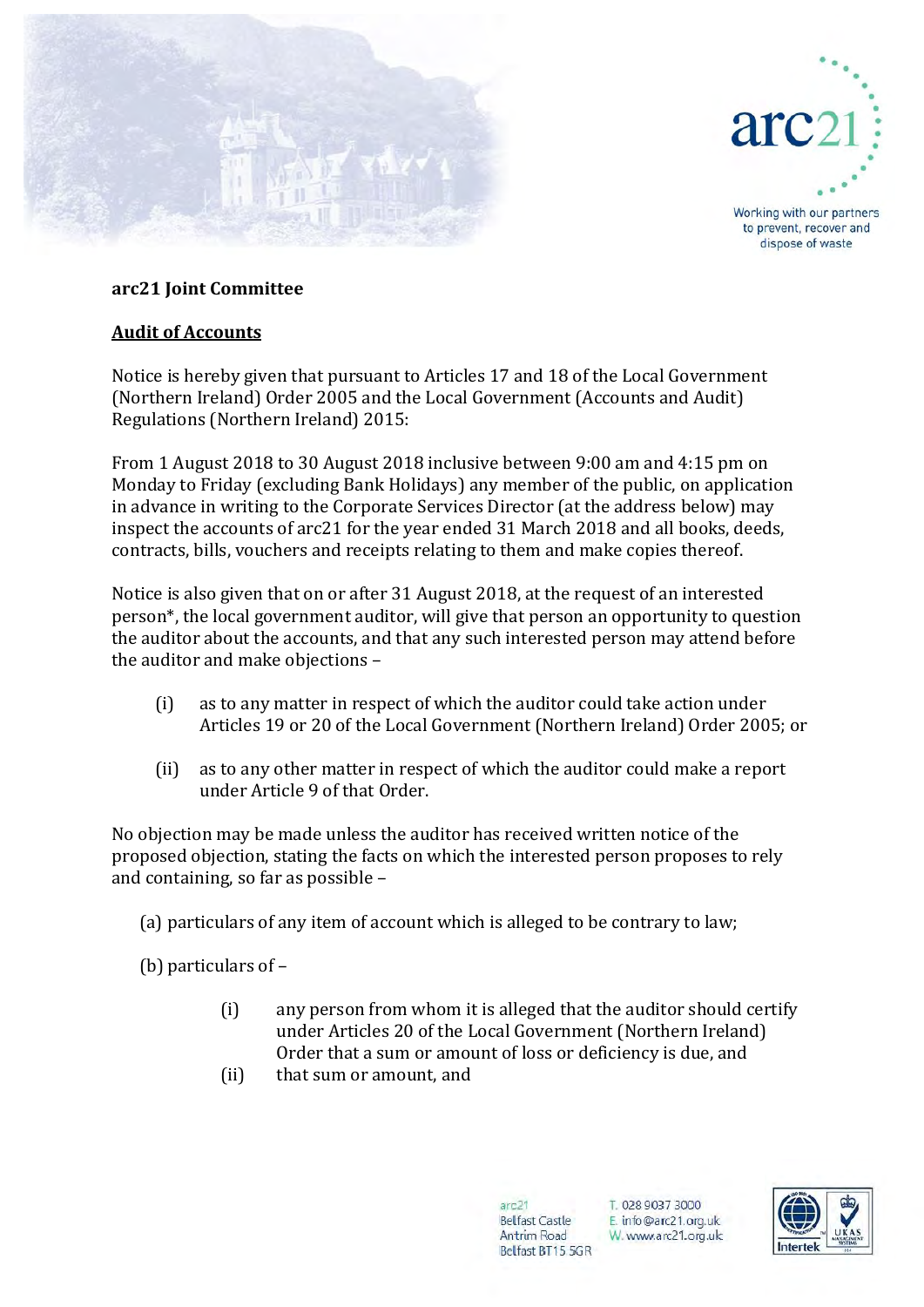**arc21 Joint Committee**

**Audit of Accounts**

Notice is hereby given that pursuant to Articles 17 and 18 of the Local Government (Northern Ireland) Order 2005 and the Local Government (Accounts and Audit) Regulations (Northern Ireland) 2015:

From 1 August 2018 to 30 August 2018 inclusive between 9:00 am and 4:15 pm on Monday to Friday (excluding Bank Holidays) any member of the public, on application in advance in writing to the Corporate Services Director (at the address below) may inspect the accounts of arc21 for the year ended 31 March 2018 and all books, deeds, contracts, bills, vouchers and receipts relating to them and make copies thereof.

Notice is also given that on or after 31 August 2018, at the request of an interested person*, the local government auditor, will give that person an opportunity to question the auditor about the accounts, and that any such interested person may attend before the auditor and make objections –

(i) as to any matter in respect of which the auditor could take action under Articles 19 or 20 of the Local Government (Northern Ireland) Order 2005; or

(ii) as to any other matter in respect of which the auditor could make a report under Article 9 of that Order.

No objection may be made unless the auditor has received written notice of the proposed objection, stating the facts on which the interested person proposes to rely and containing, so far as possible –

(a) particulars of any item of account which is alleged to be contrary to law;

(b) particulars of –

(i) any person from whom it is alleged that the auditor should certify under Articles 20 of the Local Government (Northern Ireland) Order that a sum or amount of loss or deficiency is due, and

(ii) that sum or amount, and

arc21
Belfast Castle
Antrim Road
Belfast BT15 5GR

T. 028 9037 3000
E. info@arc21.org.uk
W. www.arc21.org.uk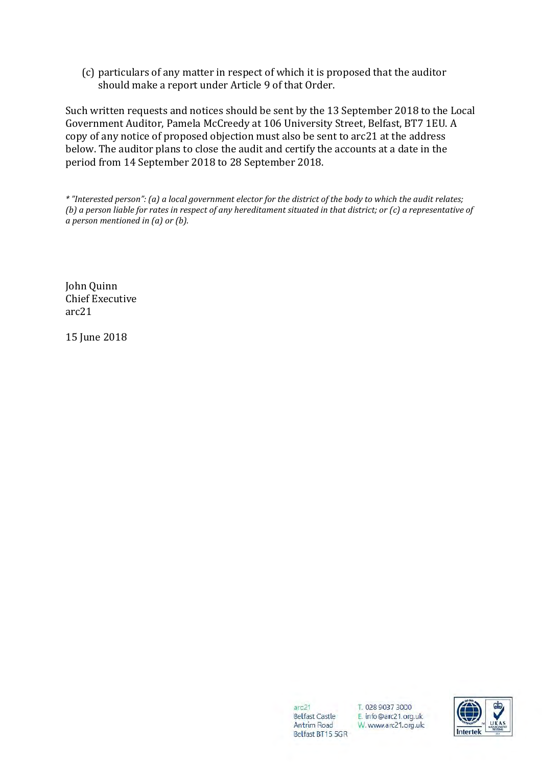(c) particulars of any matter in respect of which it is proposed that the auditor should make a report under Article 9 of that Order.

Such written requests and notices should be sent by the 13 September 2018 to the Local Government Auditor, Pamela McCreedy at 106 University Street, Belfast, BT7 1EU. A copy of any notice of proposed objection must also be sent to arc21 at the address below. The auditor plans to close the audit and certify the accounts at a date in the period from 14 September 2018 to 28 September 2018.

*\* "Interested person": (a) a local government elector for the district of the body to which the audit relates; (b) a person liable for rates in respect of any hereditament situated in that district; or (c) a representative of a person mentioned in (a) or (b).*

John Quinn
Chief Executive
arc21

15 June 2018

arc21
Belfast Castle
Antrim Road
Belfast BT15 5GR

T. 028 9037 3000
E. info@arc21.org.uk
W. www.arc21.org.uk